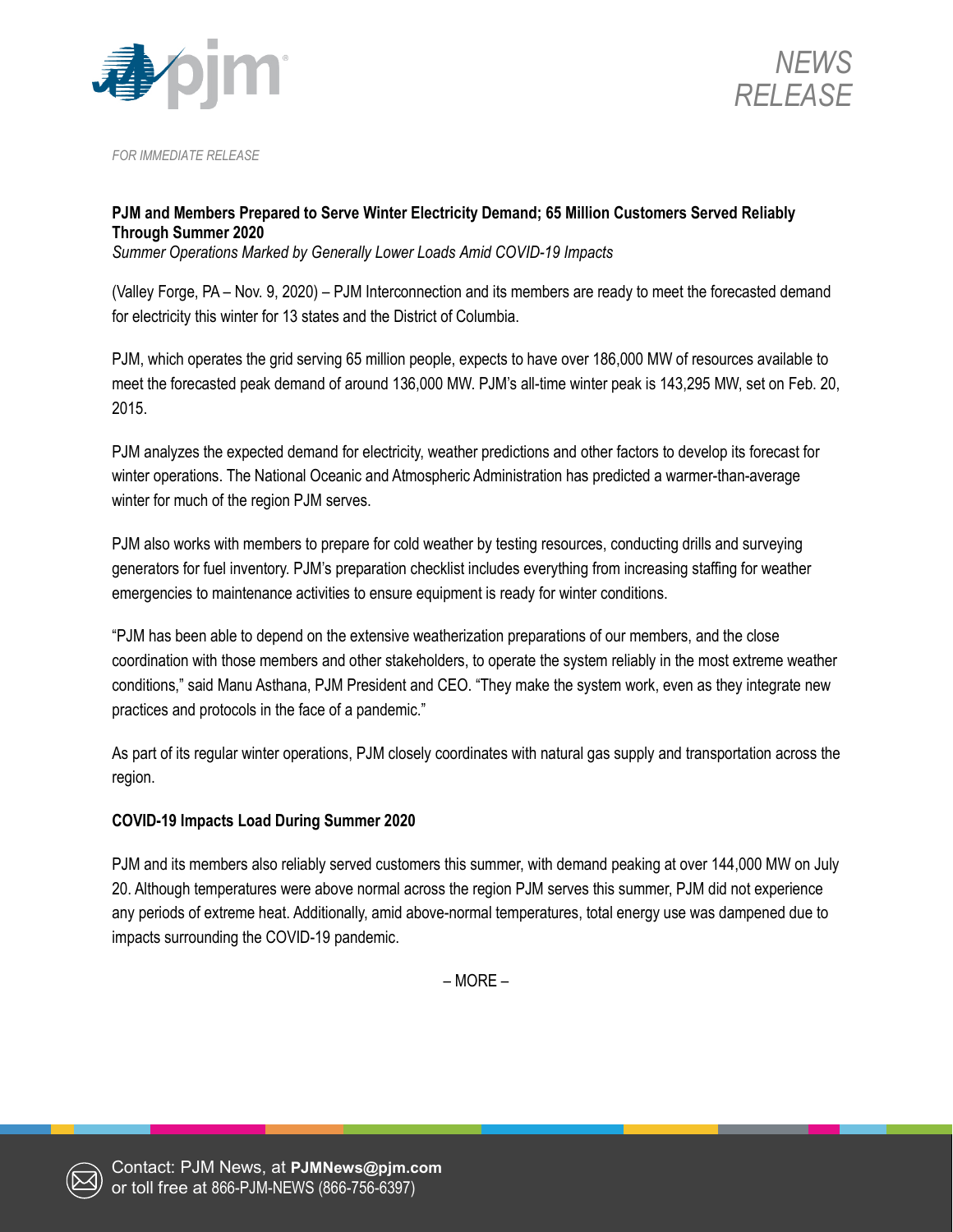*FOR IMMEDIATE RELEASE*

**PJM and Members Prepared to Serve Winter Electricity Demand; 65 Million Customers Served Reliably Through Summer 2020**
*Summer Operations Marked by Generally Lower Loads Amid COVID-19 Impacts*

(Valley Forge, PA – Nov. 9, 2020) – PJM Interconnection and its members are ready to meet the forecasted demand for electricity this winter for 13 states and the District of Columbia.

PJM, which operates the grid serving 65 million people, expects to have over 186,000 MW of resources available to meet the forecasted peak demand of around 136,000 MW. PJM's all-time winter peak is 143,295 MW, set on Feb. 20, 2015.

PJM analyzes the expected demand for electricity, weather predictions and other factors to develop its forecast for winter operations. The National Oceanic and Atmospheric Administration has predicted a warmer-than-average winter for much of the region PJM serves.

PJM also works with members to prepare for cold weather by testing resources, conducting drills and surveying generators for fuel inventory. PJM's preparation checklist includes everything from increasing staffing for weather emergencies to maintenance activities to ensure equipment is ready for winter conditions.

"PJM has been able to depend on the extensive weatherization preparations of our members, and the close coordination with those members and other stakeholders, to operate the system reliably in the most extreme weather conditions," said Manu Asthana, PJM President and CEO. "They make the system work, even as they integrate new practices and protocols in the face of a pandemic."

As part of its regular winter operations, PJM closely coordinates with natural gas supply and transportation across the region.

**COVID-19 Impacts Load During Summer 2020**

PJM and its members also reliably served customers this summer, with demand peaking at over 144,000 MW on July 20. Although temperatures were above normal across the region PJM serves this summer, PJM did not experience any periods of extreme heat. Additionally, amid above-normal temperatures, total energy use was dampened due to impacts surrounding the COVID-19 pandemic.

– MORE –

Contact: PJM News, at **PJMNews@pjm.com**
or toll free at 866-PJM-NEWS (866-756-6397)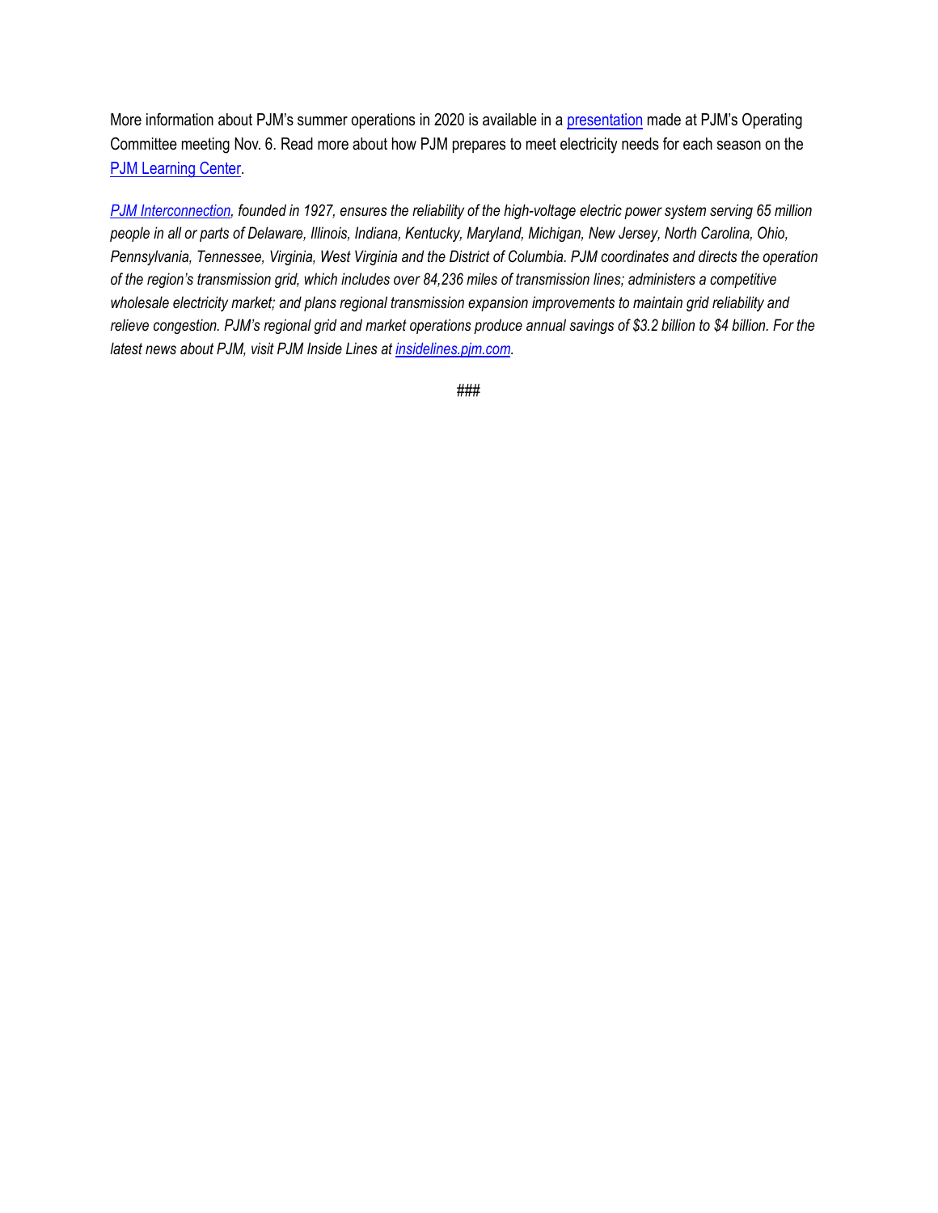More information about PJM's summer operations in 2020 is available in a presentation made at PJM's Operating Committee meeting Nov. 6. Read more about how PJM prepares to meet electricity needs for each season on the PJM Learning Center.

*PJM Interconnection, founded in 1927, ensures the reliability of the high-voltage electric power system serving 65 million people in all or parts of Delaware, Illinois, Indiana, Kentucky, Maryland, Michigan, New Jersey, North Carolina, Ohio, Pennsylvania, Tennessee, Virginia, West Virginia and the District of Columbia. PJM coordinates and directs the operation of the region's transmission grid, which includes over 84,236 miles of transmission lines; administers a competitive wholesale electricity market; and plans regional transmission expansion improvements to maintain grid reliability and relieve congestion. PJM's regional grid and market operations produce annual savings of $3.2 billion to $4 billion. For the latest news about PJM, visit PJM Inside Lines at insidelines.pjm.com.*

###